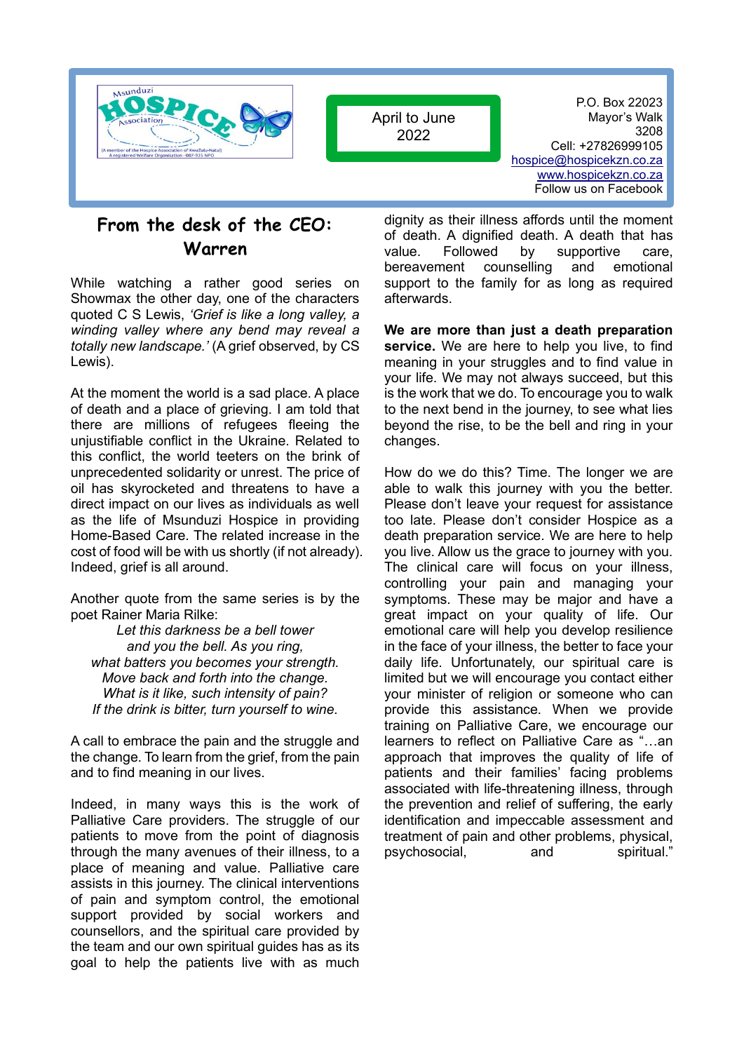Msunduzi HOSPICE Association

(A member of the Hospice Association of KwaZulu-Natal)
A registered Welfare Organisation - 007-935 NPO

April to June 2022

P.O. Box 22023
Mayor's Walk
3208
Cell: +27826999105
hospice@hospicekzn.co.za
www.hospicekzn.co.za
Follow us on Facebook

## From the desk of the CEO: Warren

While watching a rather good series on Showmax the other day, one of the characters quoted C S Lewis, *'Grief is like a long valley, a winding valley where any bend may reveal a totally new landscape.'* (A grief observed, by CS Lewis).

At the moment the world is a sad place. A place of death and a place of grieving. I am told that there are millions of refugees fleeing the unjustifiable conflict in the Ukraine. Related to this conflict, the world teeters on the brink of unprecedented solidarity or unrest. The price of oil has skyrocketed and threatens to have a direct impact on our lives as individuals as well as the life of Msunduzi Hospice in providing Home-Based Care. The related increase in the cost of food will be with us shortly (if not already). Indeed, grief is all around.

Another quote from the same series is by the poet Rainer Maria Rilke:

*Let this darkness be a bell tower*
*and you the bell. As you ring,*
*what batters you becomes your strength.*
*Move back and forth into the change.*
*What is it like, such intensity of pain?*
*If the drink is bitter, turn yourself to wine.*

A call to embrace the pain and the struggle and the change. To learn from the grief, from the pain and to find meaning in our lives.

Indeed, in many ways this is the work of Palliative Care providers. The struggle of our patients to move from the point of diagnosis through the many avenues of their illness, to a place of meaning and value. Palliative care assists in this journey. The clinical interventions of pain and symptom control, the emotional support provided by social workers and counsellors, and the spiritual care provided by the team and our own spiritual guides has as its goal to help the patients live with as much dignity as their illness affords until the moment of death. A dignified death. A death that has value. Followed by supportive care, bereavement counselling and emotional support to the family for as long as required afterwards.

**We are more than just a death preparation service.** We are here to help you live, to find meaning in your struggles and to find value in your life. We may not always succeed, but this is the work that we do. To encourage you to walk to the next bend in the journey, to see what lies beyond the rise, to be the bell and ring in your changes.

How do we do this? Time. The longer we are able to walk this journey with you the better. Please don't leave your request for assistance too late. Please don't consider Hospice as a death preparation service. We are here to help you live. Allow us the grace to journey with you. The clinical care will focus on your illness, controlling your pain and managing your symptoms. These may be major and have a great impact on your quality of life. Our emotional care will help you develop resilience in the face of your illness, the better to face your daily life. Unfortunately, our spiritual care is limited but we will encourage you contact either your minister of religion or someone who can provide this assistance. When we provide training on Palliative Care, we encourage our learners to reflect on Palliative Care as "…an approach that improves the quality of life of patients and their families' facing problems associated with life-threatening illness, through the prevention and relief of suffering, the early identification and impeccable assessment and treatment of pain and other problems, physical, psychosocial, and spiritual."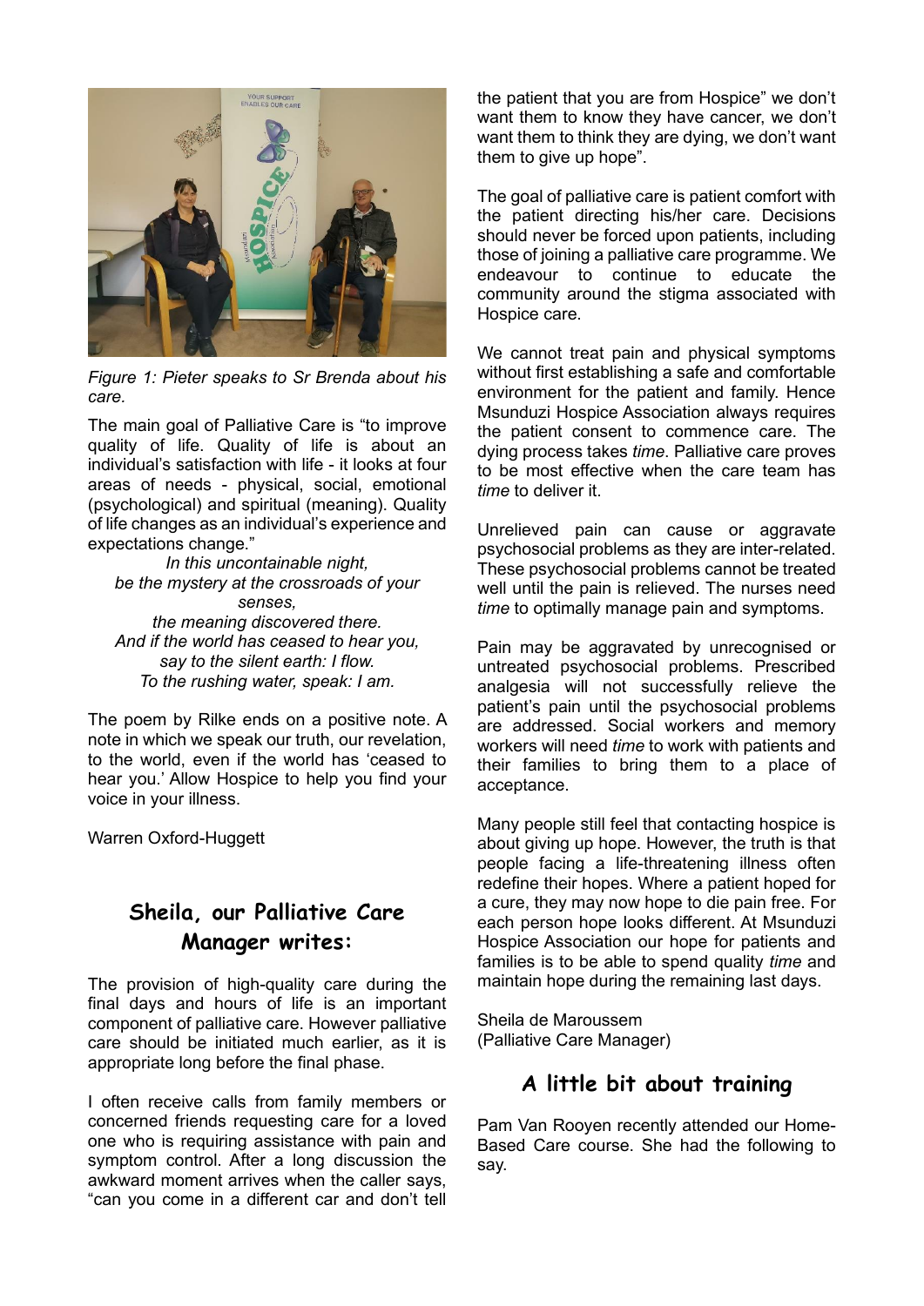*Figure 1: Pieter speaks to Sr Brenda about his care.*

The main goal of Palliative Care is "to improve quality of life. Quality of life is about an individual's satisfaction with life - it looks at four areas of needs - physical, social, emotional (psychological) and spiritual (meaning). Quality of life changes as an individual's experience and expectations change."

*In this uncontainable night,*
*be the mystery at the crossroads of your senses,*
*the meaning discovered there.*
*And if the world has ceased to hear you,*
*say to the silent earth: I flow.*
*To the rushing water, speak: I am.*

The poem by Rilke ends on a positive note. A note in which we speak our truth, our revelation, to the world, even if the world has 'ceased to hear you.' Allow Hospice to help you find your voice in your illness.

Warren Oxford-Huggett

## Sheila, our Palliative Care Manager writes:

The provision of high-quality care during the final days and hours of life is an important component of palliative care. However palliative care should be initiated much earlier, as it is appropriate long before the final phase.

I often receive calls from family members or concerned friends requesting care for a loved one who is requiring assistance with pain and symptom control. After a long discussion the awkward moment arrives when the caller says, "can you come in a different car and don't tell the patient that you are from Hospice" we don't want them to know they have cancer, we don't want them to think they are dying, we don't want them to give up hope".

The goal of palliative care is patient comfort with the patient directing his/her care. Decisions should never be forced upon patients, including those of joining a palliative care programme. We endeavour to continue to educate the community around the stigma associated with Hospice care.

We cannot treat pain and physical symptoms without first establishing a safe and comfortable environment for the patient and family. Hence Msunduzi Hospice Association always requires the patient consent to commence care. The dying process takes *time*. Palliative care proves to be most effective when the care team has *time* to deliver it.

Unrelieved pain can cause or aggravate psychosocial problems as they are inter-related. These psychosocial problems cannot be treated well until the pain is relieved. The nurses need *time* to optimally manage pain and symptoms.

Pain may be aggravated by unrecognised or untreated psychosocial problems. Prescribed analgesia will not successfully relieve the patient's pain until the psychosocial problems are addressed. Social workers and memory workers will need *time* to work with patients and their families to bring them to a place of acceptance.

Many people still feel that contacting hospice is about giving up hope. However, the truth is that people facing a life-threatening illness often redefine their hopes. Where a patient hoped for a cure, they may now hope to die pain free. For each person hope looks different. At Msunduzi Hospice Association our hope for patients and families is to be able to spend quality *time* and maintain hope during the remaining last days.

Sheila de Maroussem
(Palliative Care Manager)

## A little bit about training

Pam Van Rooyen recently attended our Home-Based Care course. She had the following to say.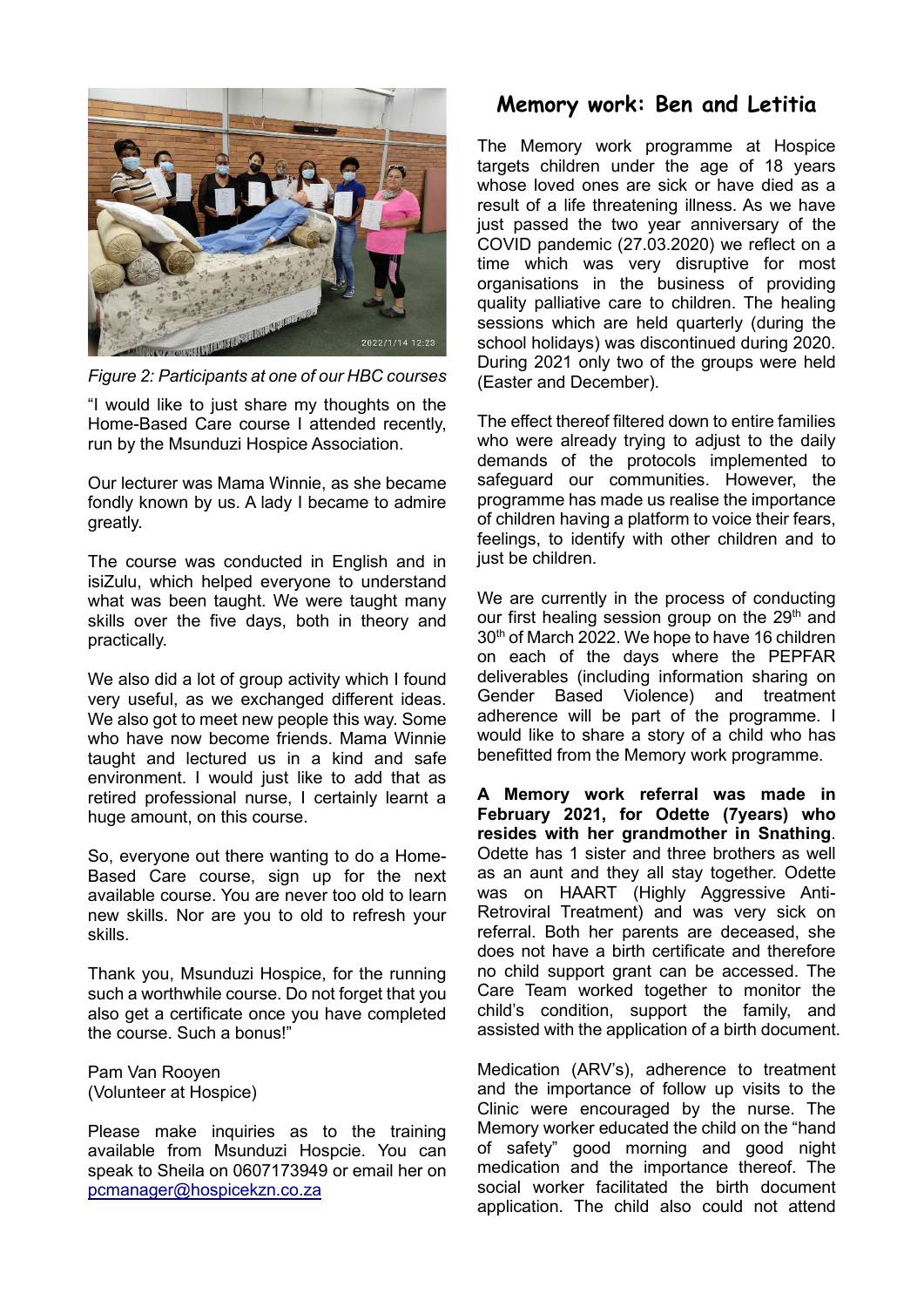Figure 2: *Participants at one of our HBC courses*

"I would like to just share my thoughts on the Home-Based Care course I attended recently, run by the Msunduzi Hospice Association.

Our lecturer was Mama Winnie, as she became fondly known by us. A lady I became to admire greatly.

The course was conducted in English and in isiZulu, which helped everyone to understand what was been taught. We were taught many skills over the five days, both in theory and practically.

We also did a lot of group activity which I found very useful, as we exchanged different ideas. We also got to meet new people this way. Some who have now become friends. Mama Winnie taught and lectured us in a kind and safe environment. I would just like to add that as retired professional nurse, I certainly learnt a huge amount, on this course.

So, everyone out there wanting to do a Home-Based Care course, sign up for the next available course. You are never too old to learn new skills. Nor are you to old to refresh your skills.

Thank you, Msunduzi Hospice, for the running such a worthwhile course. Do not forget that you also get a certificate once you have completed the course. Such a bonus!"

Pam Van Rooyen
(Volunteer at Hospice)

Please make inquiries as to the training available from Msunduzi Hospcie. You can speak to Sheila on 0607173949 or email her on pcmanager@hospicekzn.co.za

## Memory work: Ben and Letitia

The Memory work programme at Hospice targets children under the age of 18 years whose loved ones are sick or have died as a result of a life threatening illness. As we have just passed the two year anniversary of the COVID pandemic (27.03.2020) we reflect on a time which was very disruptive for most organisations in the business of providing quality palliative care to children. The healing sessions which are held quarterly (during the school holidays) was discontinued during 2020. During 2021 only two of the groups were held (Easter and December).

The effect thereof filtered down to entire families who were already trying to adjust to the daily demands of the protocols implemented to safeguard our communities. However, the programme has made us realise the importance of children having a platform to voice their fears, feelings, to identify with other children and to just be children.

We are currently in the process of conducting our first healing session group on the 29th and 30th of March 2022. We hope to have 16 children on each of the days where the PEPFAR deliverables (including information sharing on Gender Based Violence) and treatment adherence will be part of the programme. I would like to share a story of a child who has benefitted from the Memory work programme.

**A Memory work referral was made in February 2021, for Odette (7years) who resides with her grandmother in Snathing.** Odette has 1 sister and three brothers as well as an aunt and they all stay together. Odette was on HAART (Highly Aggressive Anti-Retroviral Treatment) and was very sick on referral. Both her parents are deceased, she does not have a birth certificate and therefore no child support grant can be accessed. The Care Team worked together to monitor the child's condition, support the family, and assisted with the application of a birth document.

Medication (ARV's), adherence to treatment and the importance of follow up visits to the Clinic were encouraged by the nurse. The Memory worker educated the child on the "hand of safety" good morning and good night medication and the importance thereof. The social worker facilitated the birth document application. The child also could not attend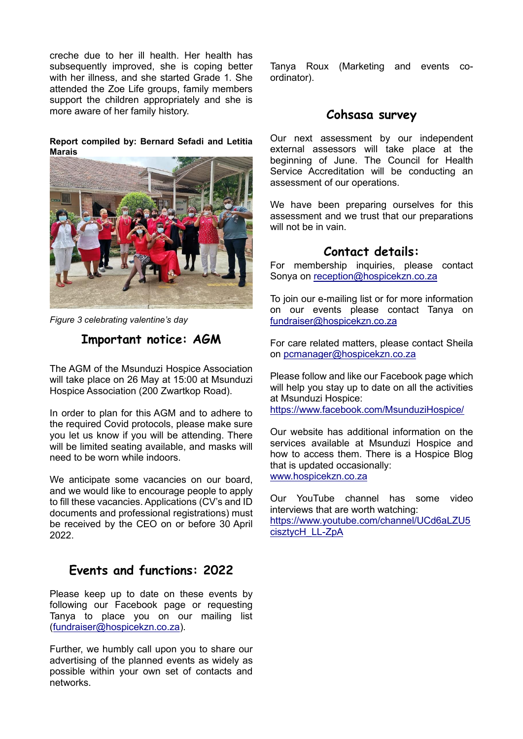creche due to her ill health. Her health has subsequently improved, she is coping better with her illness, and she started Grade 1. She attended the Zoe Life groups, family members support the children appropriately and she is more aware of her family history.

**Report compiled by: Bernard Sefadi and Letitia Marais**

*Figure 3 celebrating valentine's day*

## Important notice: AGM

The AGM of the Msunduzi Hospice Association will take place on 26 May at 15:00 at Msunduzi Hospice Association (200 Zwartkop Road).

In order to plan for this AGM and to adhere to the required Covid protocols, please make sure you let us know if you will be attending. There will be limited seating available, and masks will need to be worn while indoors.

We anticipate some vacancies on our board, and we would like to encourage people to apply to fill these vacancies. Applications (CV's and ID documents and professional registrations) must be received by the CEO on or before 30 April 2022.

## Events and functions: 2022

Please keep up to date on these events by following our Facebook page or requesting Tanya to place you on our mailing list (fundraiser@hospicekzn.co.za).

Further, we humbly call upon you to share our advertising of the planned events as widely as possible within your own set of contacts and networks.

Tanya Roux (Marketing and events co-ordinator).

## Cohsasa survey

Our next assessment by our independent external assessors will take place at the beginning of June. The Council for Health Service Accreditation will be conducting an assessment of our operations.

We have been preparing ourselves for this assessment and we trust that our preparations will not be in vain.

## Contact details:

For membership inquiries, please contact Sonya on reception@hospicekzn.co.za

To join our e-mailing list or for more information on our events please contact Tanya on fundraiser@hospicekzn.co.za

For care related matters, please contact Sheila on pcmanager@hospicekzn.co.za

Please follow and like our Facebook page which will help you stay up to date on all the activities at Msunduzi Hospice: https://www.facebook.com/MsunduziHospice/

Our website has additional information on the services available at Msunduzi Hospice and how to access them. There is a Hospice Blog that is updated occasionally: www.hospicekzn.co.za

Our YouTube channel has some video interviews that are worth watching: https://www.youtube.com/channel/UCd6aLZU5cisztycH_LL-ZpA